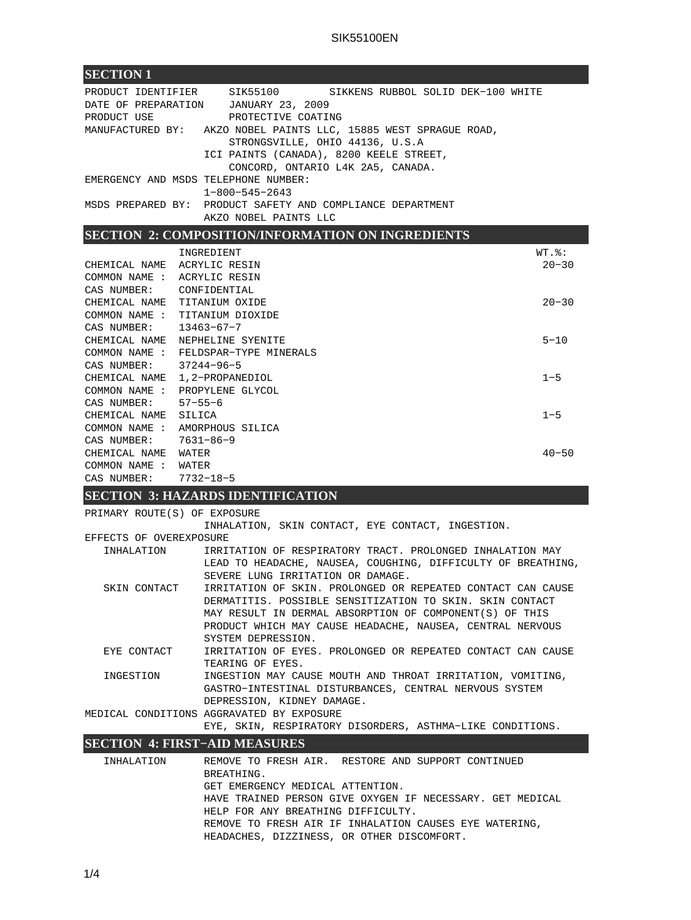## SECTION 1

PRODUCT IDENTIFIER SIK55100 SIKKENS RUBBOL SOLID DEK−100 WHITE
DATE OF PREPARATION JANUARY 23, 2009
PRODUCT USE PROTECTIVE COATING
MANUFACTURED BY: AKZO NOBEL PAINTS LLC, 15885 WEST SPRAGUE ROAD, STRONGSVILLE, OHIO 44136, U.S.A
ICI PAINTS (CANADA), 8200 KEELE STREET, CONCORD, ONTARIO L4K 2A5, CANADA.
EMERGENCY AND MSDS TELEPHONE NUMBER:
1−800−545−2643
MSDS PREPARED BY: PRODUCT SAFETY AND COMPLIANCE DEPARTMENT
AKZO NOBEL PAINTS LLC

## SECTION 2: COMPOSITION/INFORMATION ON INGREDIENTS

| | INGREDIENT | WT.%: |
|---|---|---|
| CHEMICAL NAME | ACRYLIC RESIN | 20−30 |
| COMMON NAME : | ACRYLIC RESIN | |
| CAS NUMBER: | CONFIDENTIAL | |
| CHEMICAL NAME | TITANIUM OXIDE | 20−30 |
| COMMON NAME : | TITANIUM DIOXIDE | |
| CAS NUMBER: | 13463−67−7 | |
| CHEMICAL NAME | NEPHELINE SYENITE | 5−10 |
| COMMON NAME : | FELDSPAR−TYPE MINERALS | |
| CAS NUMBER: | 37244−96−5 | |
| CHEMICAL NAME | 1,2−PROPANEDIOL | 1−5 |
| COMMON NAME : | PROPYLENE GLYCOL | |
| CAS NUMBER: | 57−55−6 | |
| CHEMICAL NAME | SILICA | 1−5 |
| COMMON NAME : | AMORPHOUS SILICA | |
| CAS NUMBER: | 7631−86−9 | |
| CHEMICAL NAME | WATER | 40−50 |
| COMMON NAME : | WATER | |
| CAS NUMBER: | 7732−18−5 | |

## SECTION 3: HAZARDS IDENTIFICATION

PRIMARY ROUTE(S) OF EXPOSURE
INHALATION, SKIN CONTACT, EYE CONTACT, INGESTION.

EFFECTS OF OVEREXPOSURE

INHALATION: IRRITATION OF RESPIRATORY TRACT. PROLONGED INHALATION MAY LEAD TO HEADACHE, NAUSEA, COUGHING, DIFFICULTY OF BREATHING, SEVERE LUNG IRRITATION OR DAMAGE.

SKIN CONTACT: IRRITATION OF SKIN. PROLONGED OR REPEATED CONTACT CAN CAUSE DERMATITIS. POSSIBLE SENSITIZATION TO SKIN. SKIN CONTACT MAY RESULT IN DERMAL ABSORPTION OF COMPONENT(S) OF THIS PRODUCT WHICH MAY CAUSE HEADACHE, NAUSEA, CENTRAL NERVOUS SYSTEM DEPRESSION.

EYE CONTACT: IRRITATION OF EYES. PROLONGED OR REPEATED CONTACT CAN CAUSE TEARING OF EYES.

INGESTION: INGESTION MAY CAUSE MOUTH AND THROAT IRRITATION, VOMITING, GASTRO−INTESTINAL DISTURBANCES, CENTRAL NERVOUS SYSTEM DEPRESSION, KIDNEY DAMAGE.

MEDICAL CONDITIONS AGGRAVATED BY EXPOSURE
EYE, SKIN, RESPIRATORY DISORDERS, ASTHMA−LIKE CONDITIONS.

## SECTION 4: FIRST−AID MEASURES

INHALATION: REMOVE TO FRESH AIR. RESTORE AND SUPPORT CONTINUED BREATHING.
GET EMERGENCY MEDICAL ATTENTION.
HAVE TRAINED PERSON GIVE OXYGEN IF NECESSARY. GET MEDICAL HELP FOR ANY BREATHING DIFFICULTY.
REMOVE TO FRESH AIR IF INHALATION CAUSES EYE WATERING, HEADACHES, DIZZINESS, OR OTHER DISCOMFORT.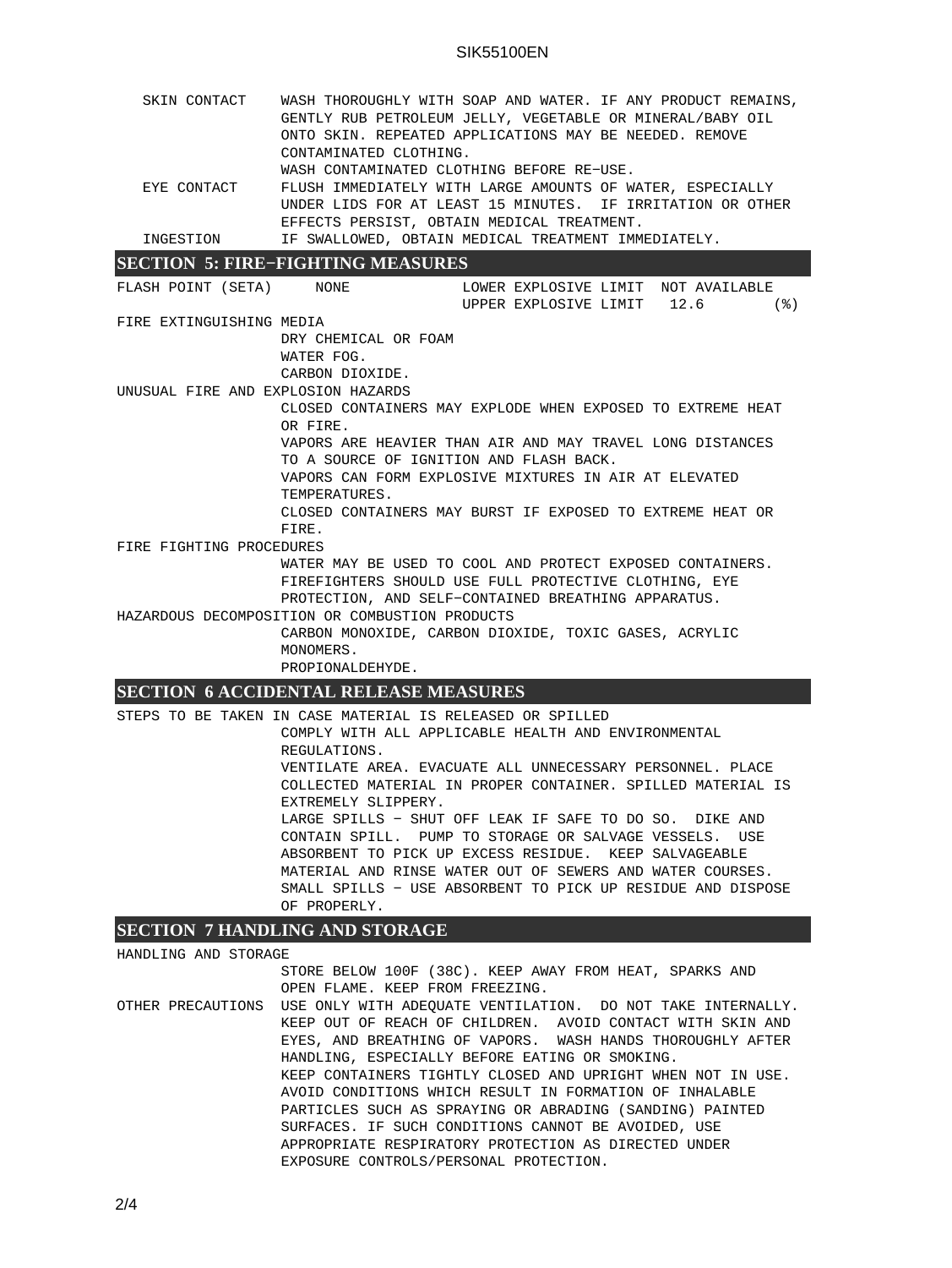SKIN CONTACT — WASH THOROUGHLY WITH SOAP AND WATER. IF ANY PRODUCT REMAINS, GENTLY RUB PETROLEUM JELLY, VEGETABLE OR MINERAL/BABY OIL ONTO SKIN. REPEATED APPLICATIONS MAY BE NEEDED. REMOVE CONTAMINATED CLOTHING.
WASH CONTAMINATED CLOTHING BEFORE RE-USE.

EYE CONTACT — FLUSH IMMEDIATELY WITH LARGE AMOUNTS OF WATER, ESPECIALLY UNDER LIDS FOR AT LEAST 15 MINUTES. IF IRRITATION OR OTHER EFFECTS PERSIST, OBTAIN MEDICAL TREATMENT.

INGESTION — IF SWALLOWED, OBTAIN MEDICAL TREATMENT IMMEDIATELY.

## SECTION 5: FIRE-FIGHTING MEASURES

| FLASH POINT (SETA) | NONE | LOWER EXPLOSIVE LIMIT | NOT AVAILABLE | |
|---|---|---|---|---|
| | | UPPER EXPLOSIVE LIMIT | 12.6 | (%) |

FIRE EXTINGUISHING MEDIA

DRY CHEMICAL OR FOAM
WATER FOG.
CARBON DIOXIDE.

UNUSUAL FIRE AND EXPLOSION HAZARDS

CLOSED CONTAINERS MAY EXPLODE WHEN EXPOSED TO EXTREME HEAT OR FIRE.
VAPORS ARE HEAVIER THAN AIR AND MAY TRAVEL LONG DISTANCES TO A SOURCE OF IGNITION AND FLASH BACK.
VAPORS CAN FORM EXPLOSIVE MIXTURES IN AIR AT ELEVATED TEMPERATURES.
CLOSED CONTAINERS MAY BURST IF EXPOSED TO EXTREME HEAT OR FIRE.

FIRE FIGHTING PROCEDURES

WATER MAY BE USED TO COOL AND PROTECT EXPOSED CONTAINERS.
FIREFIGHTERS SHOULD USE FULL PROTECTIVE CLOTHING, EYE PROTECTION, AND SELF-CONTAINED BREATHING APPARATUS.

HAZARDOUS DECOMPOSITION OR COMBUSTION PRODUCTS

CARBON MONOXIDE, CARBON DIOXIDE, TOXIC GASES, ACRYLIC MONOMERS.
PROPIONALDEHYDE.

## SECTION 6 ACCIDENTAL RELEASE MEASURES

STEPS TO BE TAKEN IN CASE MATERIAL IS RELEASED OR SPILLED

COMPLY WITH ALL APPLICABLE HEALTH AND ENVIRONMENTAL REGULATIONS.
VENTILATE AREA. EVACUATE ALL UNNECESSARY PERSONNEL. PLACE COLLECTED MATERIAL IN PROPER CONTAINER. SPILLED MATERIAL IS EXTREMELY SLIPPERY.
LARGE SPILLS - SHUT OFF LEAK IF SAFE TO DO SO. DIKE AND CONTAIN SPILL. PUMP TO STORAGE OR SALVAGE VESSELS. USE ABSORBENT TO PICK UP EXCESS RESIDUE. KEEP SALVAGEABLE MATERIAL AND RINSE WATER OUT OF SEWERS AND WATER COURSES.
SMALL SPILLS - USE ABSORBENT TO PICK UP RESIDUE AND DISPOSE OF PROPERLY.

## SECTION 7 HANDLING AND STORAGE

HANDLING AND STORAGE

STORE BELOW 100F (38C). KEEP AWAY FROM HEAT, SPARKS AND OPEN FLAME. KEEP FROM FREEZING.

OTHER PRECAUTIONS — USE ONLY WITH ADEQUATE VENTILATION. DO NOT TAKE INTERNALLY. KEEP OUT OF REACH OF CHILDREN. AVOID CONTACT WITH SKIN AND EYES, AND BREATHING OF VAPORS. WASH HANDS THOROUGHLY AFTER HANDLING, ESPECIALLY BEFORE EATING OR SMOKING.
KEEP CONTAINERS TIGHTLY CLOSED AND UPRIGHT WHEN NOT IN USE.
AVOID CONDITIONS WHICH RESULT IN FORMATION OF INHALABLE PARTICLES SUCH AS SPRAYING OR ABRADING (SANDING) PAINTED SURFACES. IF SUCH CONDITIONS CANNOT BE AVOIDED, USE APPROPRIATE RESPIRATORY PROTECTION AS DIRECTED UNDER EXPOSURE CONTROLS/PERSONAL PROTECTION.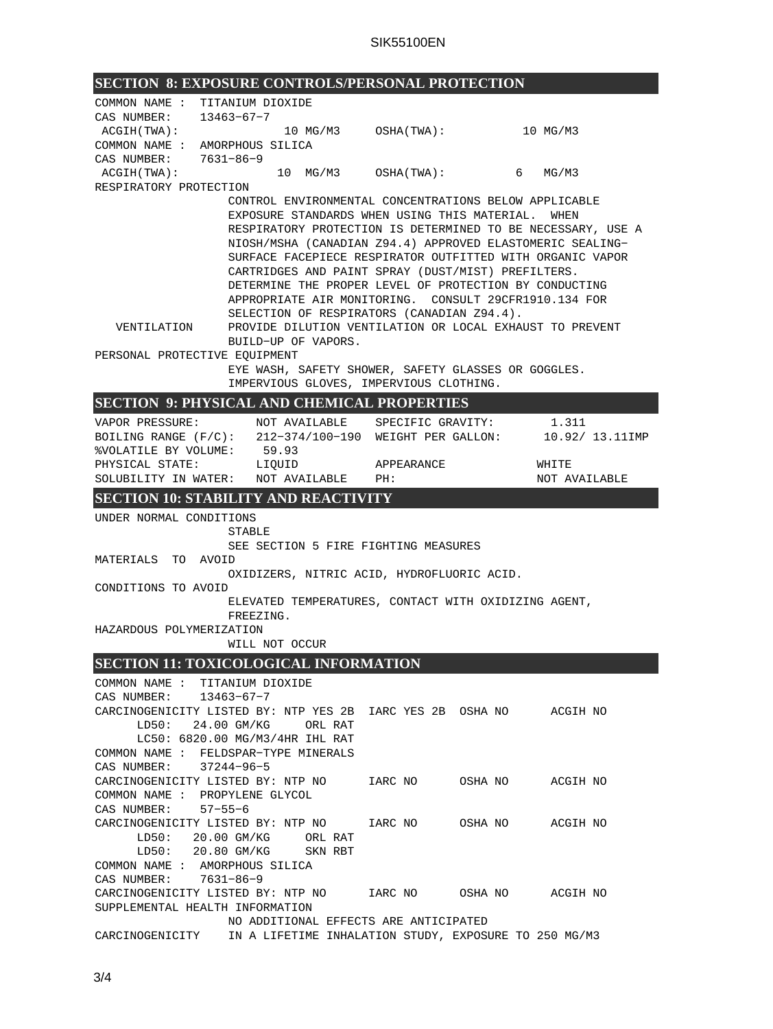## SECTION 8: EXPOSURE CONTROLS/PERSONAL PROTECTION

COMMON NAME : TITANIUM DIOXIDE
CAS NUMBER: 13463-67-7
ACGIH(TWA): 10 MG/M3 OSHA(TWA): 10 MG/M3

COMMON NAME : AMORPHOUS SILICA
CAS NUMBER: 7631-86-9
ACGIH(TWA): 10 MG/M3 OSHA(TWA): 6 MG/M3

RESPIRATORY PROTECTION

CONTROL ENVIRONMENTAL CONCENTRATIONS BELOW APPLICABLE EXPOSURE STANDARDS WHEN USING THIS MATERIAL. WHEN RESPIRATORY PROTECTION IS DETERMINED TO BE NECESSARY, USE A NIOSH/MSHA (CANADIAN Z94.4) APPROVED ELASTOMERIC SEALING-SURFACE FACEPIECE RESPIRATOR OUTFITTED WITH ORGANIC VAPOR CARTRIDGES AND PAINT SPRAY (DUST/MIST) PREFILTERS. DETERMINE THE PROPER LEVEL OF PROTECTION BY CONDUCTING APPROPRIATE AIR MONITORING. CONSULT 29CFR1910.134 FOR SELECTION OF RESPIRATORS (CANADIAN Z94.4).

VENTILATION

PROVIDE DILUTION VENTILATION OR LOCAL EXHAUST TO PREVENT BUILD-UP OF VAPORS.

PERSONAL PROTECTIVE EQUIPMENT

EYE WASH, SAFETY SHOWER, SAFETY GLASSES OR GOGGLES. IMPERVIOUS GLOVES, IMPERVIOUS CLOTHING.

## SECTION 9: PHYSICAL AND CHEMICAL PROPERTIES

| | | | |
|---|---|---|---|
| VAPOR PRESSURE: | NOT AVAILABLE | SPECIFIC GRAVITY: | 1.311 |
| BOILING RANGE (F/C): | 212-374/100-190 | WEIGHT PER GALLON: | 10.92/ 13.11IMP |
| %VOLATILE BY VOLUME: | 59.93 | | |
| PHYSICAL STATE: | LIQUID | APPEARANCE | WHITE |
| SOLUBILITY IN WATER: | NOT AVAILABLE | PH: | NOT AVAILABLE |

## SECTION 10: STABILITY AND REACTIVITY

UNDER NORMAL CONDITIONS

STABLE
SEE SECTION 5 FIRE FIGHTING MEASURES

MATERIALS TO AVOID

OXIDIZERS, NITRIC ACID, HYDROFLUORIC ACID.

CONDITIONS TO AVOID

ELEVATED TEMPERATURES, CONTACT WITH OXIDIZING AGENT, FREEZING.

HAZARDOUS POLYMERIZATION

WILL NOT OCCUR

## SECTION 11: TOXICOLOGICAL INFORMATION

COMMON NAME : TITANIUM DIOXIDE
CAS NUMBER: 13463-67-7
CARCINOGENICITY LISTED BY: NTP YES 2B IARC YES 2B OSHA NO ACGIH NO
LD50: 24.00 GM/KG ORL RAT
LC50: 6820.00 MG/M3/4HR IHL RAT

COMMON NAME : FELDSPAR-TYPE MINERALS
CAS NUMBER: 37244-96-5
CARCINOGENICITY LISTED BY: NTP NO IARC NO OSHA NO ACGIH NO

COMMON NAME : PROPYLENE GLYCOL
CAS NUMBER: 57-55-6
CARCINOGENICITY LISTED BY: NTP NO IARC NO OSHA NO ACGIH NO
LD50: 20.00 GM/KG ORL RAT
LD50: 20.80 GM/KG SKN RBT

COMMON NAME : AMORPHOUS SILICA
CAS NUMBER: 7631-86-9
CARCINOGENICITY LISTED BY: NTP NO IARC NO OSHA NO ACGIH NO

SUPPLEMENTAL HEALTH INFORMATION

NO ADDITIONAL EFFECTS ARE ANTICIPATED

CARCINOGENICITY IN A LIFETIME INHALATION STUDY, EXPOSURE TO 250 MG/M3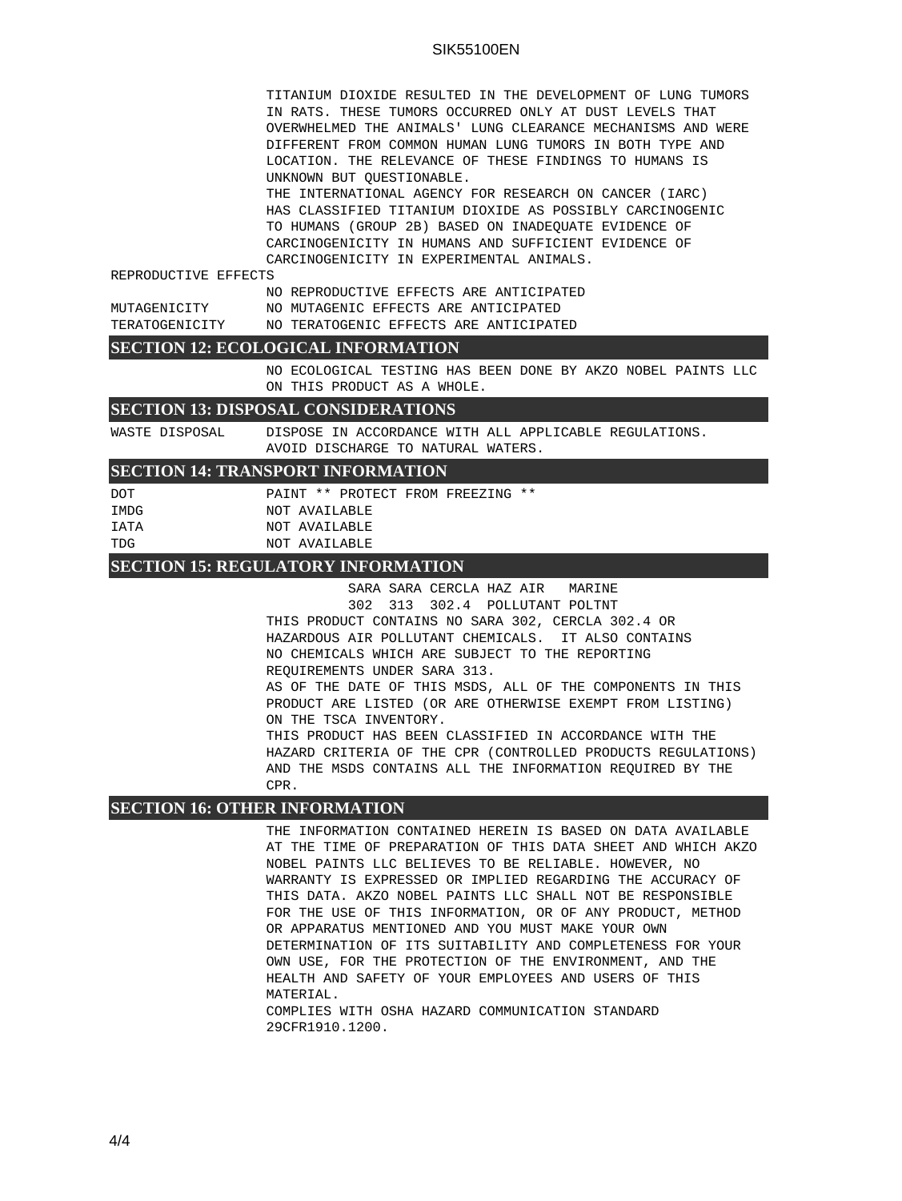TITANIUM DIOXIDE RESULTED IN THE DEVELOPMENT OF LUNG TUMORS IN RATS. THESE TUMORS OCCURRED ONLY AT DUST LEVELS THAT OVERWHELMED THE ANIMALS' LUNG CLEARANCE MECHANISMS AND WERE DIFFERENT FROM COMMON HUMAN LUNG TUMORS IN BOTH TYPE AND LOCATION. THE RELEVANCE OF THESE FINDINGS TO HUMANS IS UNKNOWN BUT QUESTIONABLE.
THE INTERNATIONAL AGENCY FOR RESEARCH ON CANCER (IARC) HAS CLASSIFIED TITANIUM DIOXIDE AS POSSIBLY CARCINOGENIC TO HUMANS (GROUP 2B) BASED ON INADEQUATE EVIDENCE OF CARCINOGENICITY IN HUMANS AND SUFFICIENT EVIDENCE OF CARCINOGENICITY IN EXPERIMENTAL ANIMALS.

| | |
|---|---|
| REPRODUCTIVE EFFECTS | NO REPRODUCTIVE EFFECTS ARE ANTICIPATED |
| MUTAGENICITY | NO MUTAGENIC EFFECTS ARE ANTICIPATED |
| TERATOGENICITY | NO TERATOGENIC EFFECTS ARE ANTICIPATED |

## SECTION 12: ECOLOGICAL INFORMATION

NO ECOLOGICAL TESTING HAS BEEN DONE BY AKZO NOBEL PAINTS LLC ON THIS PRODUCT AS A WHOLE.

## SECTION 13: DISPOSAL CONSIDERATIONS

| | |
|---|---|
| WASTE DISPOSAL | DISPOSE IN ACCORDANCE WITH ALL APPLICABLE REGULATIONS. AVOID DISCHARGE TO NATURAL WATERS. |

## SECTION 14: TRANSPORT INFORMATION

| | |
|---|---|
| DOT | PAINT ** PROTECT FROM FREEZING ** |
| IMDG | NOT AVAILABLE |
| IATA | NOT AVAILABLE |
| TDG | NOT AVAILABLE |

## SECTION 15: REGULATORY INFORMATION

| SARA 302 | SARA 313 | CERCLA 302.4 | HAZ AIR POLLUTANT | MARINE POLTNT |
|---|---|---|---|---|

THIS PRODUCT CONTAINS NO SARA 302, CERCLA 302.4 OR HAZARDOUS AIR POLLUTANT CHEMICALS. IT ALSO CONTAINS NO CHEMICALS WHICH ARE SUBJECT TO THE REPORTING REQUIREMENTS UNDER SARA 313.
AS OF THE DATE OF THIS MSDS, ALL OF THE COMPONENTS IN THIS PRODUCT ARE LISTED (OR ARE OTHERWISE EXEMPT FROM LISTING) ON THE TSCA INVENTORY.
THIS PRODUCT HAS BEEN CLASSIFIED IN ACCORDANCE WITH THE HAZARD CRITERIA OF THE CPR (CONTROLLED PRODUCTS REGULATIONS) AND THE MSDS CONTAINS ALL THE INFORMATION REQUIRED BY THE CPR.

## SECTION 16: OTHER INFORMATION

THE INFORMATION CONTAINED HEREIN IS BASED ON DATA AVAILABLE AT THE TIME OF PREPARATION OF THIS DATA SHEET AND WHICH AKZO NOBEL PAINTS LLC BELIEVES TO BE RELIABLE. HOWEVER, NO WARRANTY IS EXPRESSED OR IMPLIED REGARDING THE ACCURACY OF THIS DATA. AKZO NOBEL PAINTS LLC SHALL NOT BE RESPONSIBLE FOR THE USE OF THIS INFORMATION, OR OF ANY PRODUCT, METHOD OR APPARATUS MENTIONED AND YOU MUST MAKE YOUR OWN DETERMINATION OF ITS SUITABILITY AND COMPLETENESS FOR YOUR OWN USE, FOR THE PROTECTION OF THE ENVIRONMENT, AND THE HEALTH AND SAFETY OF YOUR EMPLOYEES AND USERS OF THIS MATERIAL.
COMPLIES WITH OSHA HAZARD COMMUNICATION STANDARD 29CFR1910.1200.